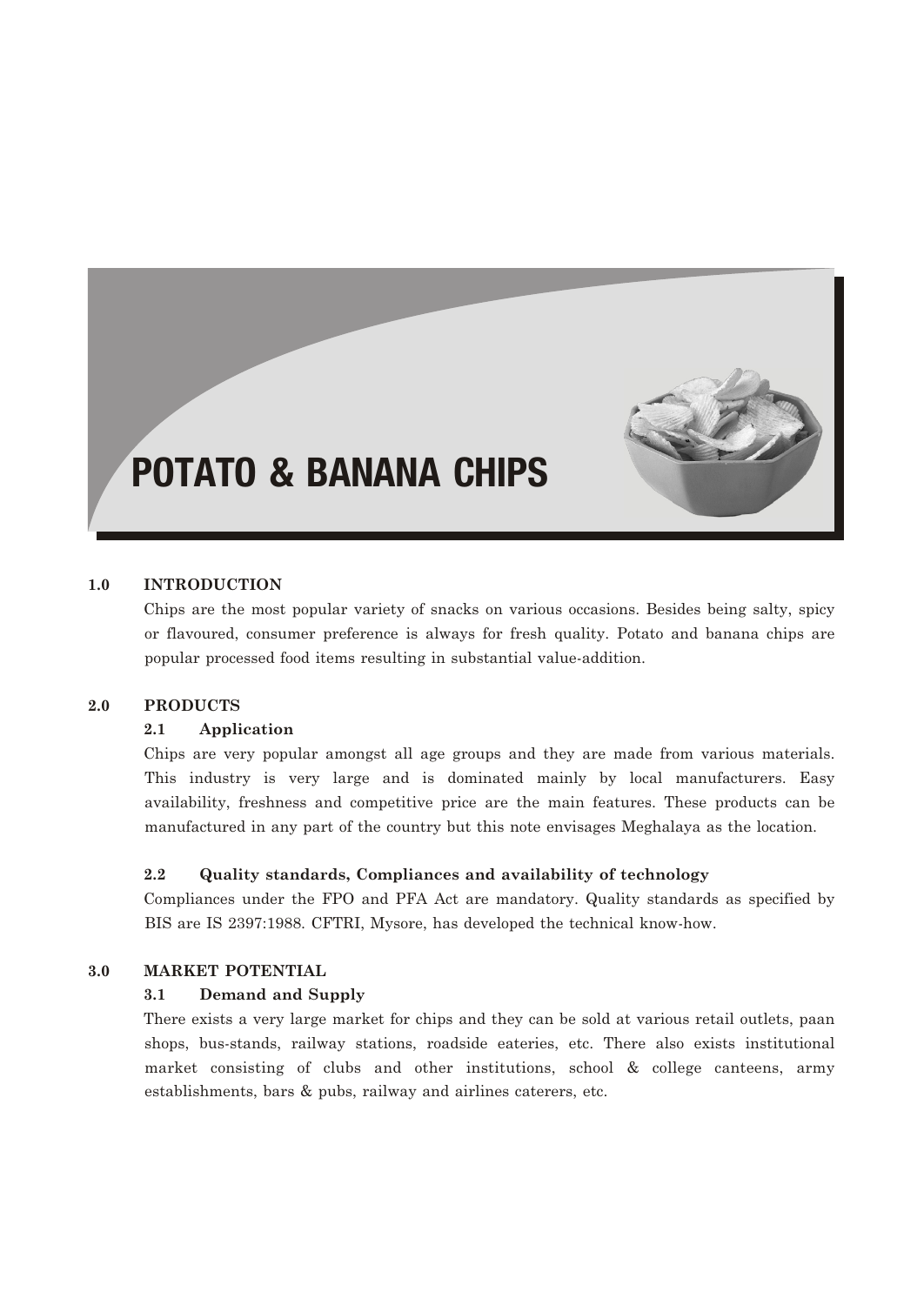# POTATO & BANANA CHIPS

## 1.0 INTRODUCTION

Chips are the most popular variety of snacks on various occasions. Besides being salty, spicy or flavoured, consumer preference is always for fresh quality. Potato and banana chips are popular processed food items resulting in substantial value-addition.

## 2.0 PRODUCTS

### 2.1 Application

Chips are very popular amongst all age groups and they are made from various materials. This industry is very large and is dominated mainly by local manufacturers. Easy availability, freshness and competitive price are the main features. These products can be manufactured in any part of the country but this note envisages Meghalaya as the location.

### 2.2 Quality standards, Compliances and availability of technology

Compliances under the FPO and PFA Act are mandatory. Quality standards as specified by BIS are IS 2397:1988. CFTRI, Mysore, has developed the technical know-how.

## 3.0 MARKET POTENTIAL

### 3.1 Demand and Supply

There exists a very large market for chips and they can be sold at various retail outlets, paan shops, bus-stands, railway stations, roadside eateries, etc. There also exists institutional market consisting of clubs and other institutions, school & college canteens, army establishments, bars & pubs, railway and airlines caterers, etc.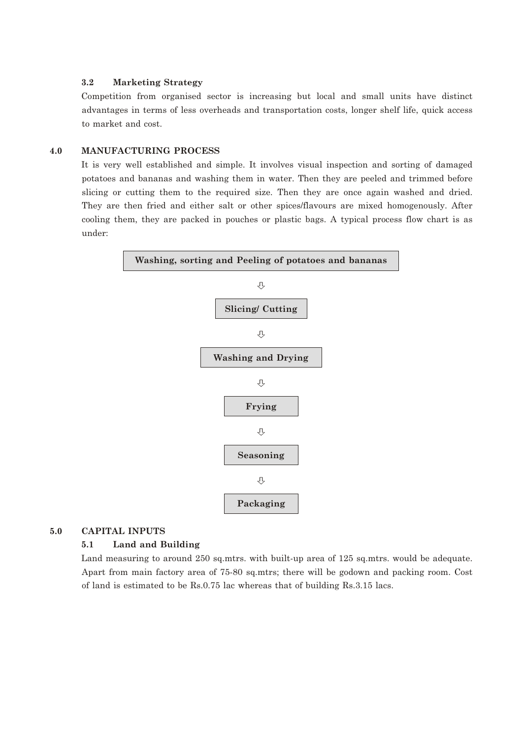### 3.2 Marketing Strategy

Competition from organised sector is increasing but local and small units have distinct advantages in terms of less overheads and transportation costs, longer shelf life, quick access to market and cost.

## 4.0 MANUFACTURING PROCESS

It is very well established and simple. It involves visual inspection and sorting of damaged potatoes and bananas and washing them in water. Then they are peeled and trimmed before slicing or cutting them to the required size. Then they are once again washed and dried. They are then fried and either salt or other spices/flavours are mixed homogenously. After cooling them, they are packed in pouches or plastic bags. A typical process flow chart is as under:

**Washing, sorting and Peeling of potatoes and bananas**

⇩

**Slicing/ Cutting**

⇩

**Washing and Drying**

⇩

**Frying**

⇩

**Seasoning**

⇩

**Packaging**

## 5.0 CAPITAL INPUTS

### 5.1 Land and Building

Land measuring to around 250 sq.mtrs. with built-up area of 125 sq.mtrs. would be adequate. Apart from main factory area of 75-80 sq.mtrs; there will be godown and packing room. Cost of land is estimated to be Rs.0.75 lac whereas that of building Rs.3.15 lacs.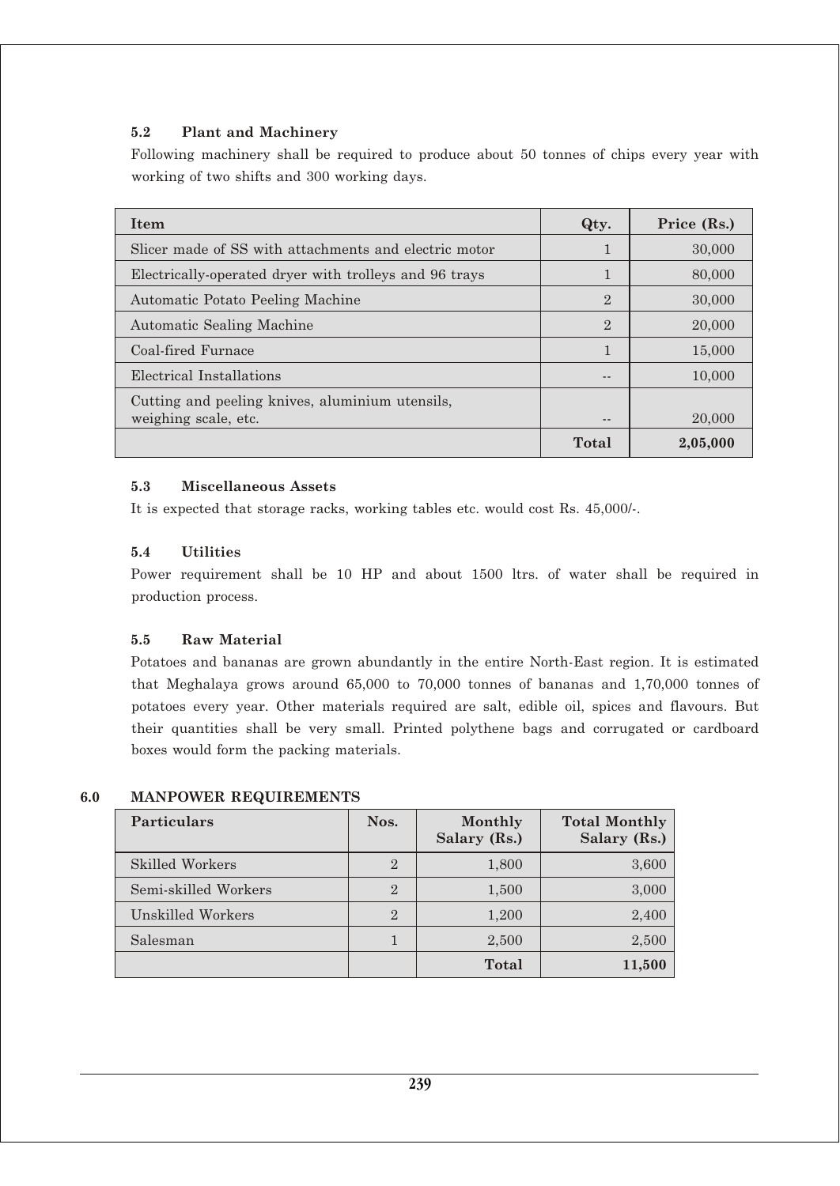### 5.2 Plant and Machinery

Following machinery shall be required to produce about 50 tonnes of chips every year with working of two shifts and 300 working days.

| Item | Qty. | Price (Rs.) |
|---|---|---|
| Slicer made of SS with attachments and electric motor | 1 | 30,000 |
| Electrically-operated dryer with trolleys and 96 trays | 1 | 80,000 |
| Automatic Potato Peeling Machine | 2 | 30,000 |
| Automatic Sealing Machine | 2 | 20,000 |
| Coal-fired Furnace | 1 | 15,000 |
| Electrical Installations | -- | 10,000 |
| Cutting and peeling knives, aluminium utensils, weighing scale, etc. | -- | 20,000 |
| | **Total** | **2,05,000** |

### 5.3 Miscellaneous Assets

It is expected that storage racks, working tables etc. would cost Rs. 45,000/-.

### 5.4 Utilities

Power requirement shall be 10 HP and about 1500 ltrs. of water shall be required in production process.

### 5.5 Raw Material

Potatoes and bananas are grown abundantly in the entire North-East region. It is estimated that Meghalaya grows around 65,000 to 70,000 tonnes of bananas and 1,70,000 tonnes of potatoes every year. Other materials required are salt, edible oil, spices and flavours. But their quantities shall be very small. Printed polythene bags and corrugated or cardboard boxes would form the packing materials.

## 6.0 MANPOWER REQUIREMENTS

| Particulars | Nos. | Monthly Salary (Rs.) | Total Monthly Salary (Rs.) |
|---|---|---|---|
| Skilled Workers | 2 | 1,800 | 3,600 |
| Semi-skilled Workers | 2 | 1,500 | 3,000 |
| Unskilled Workers | 2 | 1,200 | 2,400 |
| Salesman | 1 | 2,500 | 2,500 |
| | | **Total** | **11,500** |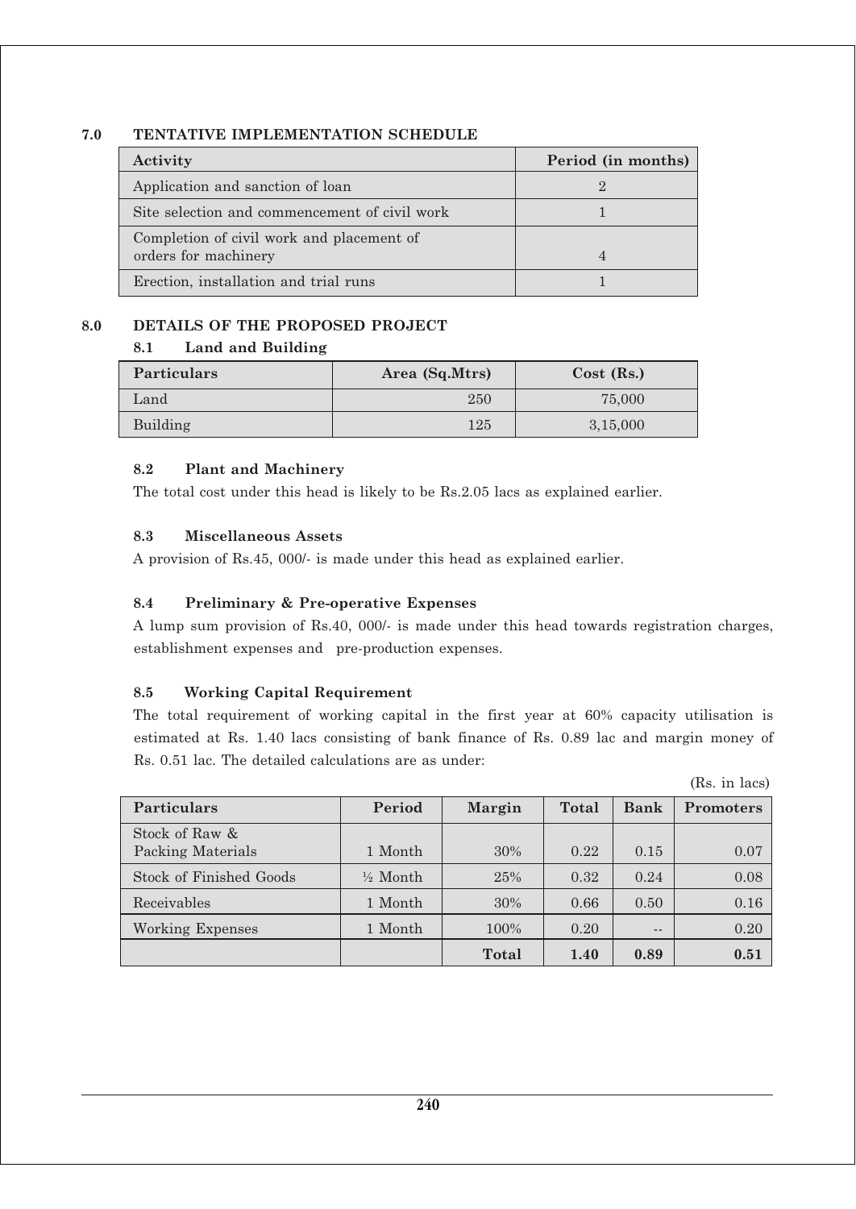## 7.0 TENTATIVE IMPLEMENTATION SCHEDULE

| Activity | Period (in months) |
|---|---|
| Application and sanction of loan | 2 |
| Site selection and commencement of civil work | 1 |
| Completion of civil work and placement of orders for machinery | 4 |
| Erection, installation and trial runs | 1 |

## 8.0 DETAILS OF THE PROPOSED PROJECT

### 8.1 Land and Building

| Particulars | Area (Sq.Mtrs) | Cost (Rs.) |
|---|---|---|
| Land | 250 | 75,000 |
| Building | 125 | 3,15,000 |

### 8.2 Plant and Machinery

The total cost under this head is likely to be Rs.2.05 lacs as explained earlier.

### 8.3 Miscellaneous Assets

A provision of Rs.45, 000/- is made under this head as explained earlier.

### 8.4 Preliminary & Pre-operative Expenses

A lump sum provision of Rs.40, 000/- is made under this head towards registration charges, establishment expenses and pre-production expenses.

### 8.5 Working Capital Requirement

The total requirement of working capital in the first year at 60% capacity utilisation is estimated at Rs. 1.40 lacs consisting of bank finance of Rs. 0.89 lac and margin money of Rs. 0.51 lac. The detailed calculations are as under:

(Rs. in lacs)

| Particulars | Period | Margin | Total | Bank | Promoters |
|---|---|---|---|---|---|
| Stock of Raw & Packing Materials | 1 Month | 30% | 0.22 | 0.15 | 0.07 |
| Stock of Finished Goods | ½ Month | 25% | 0.32 | 0.24 | 0.08 |
| Receivables | 1 Month | 30% | 0.66 | 0.50 | 0.16 |
| Working Expenses | 1 Month | 100% | 0.20 | -- | 0.20 |
| | | **Total** | **1.40** | **0.89** | **0.51** |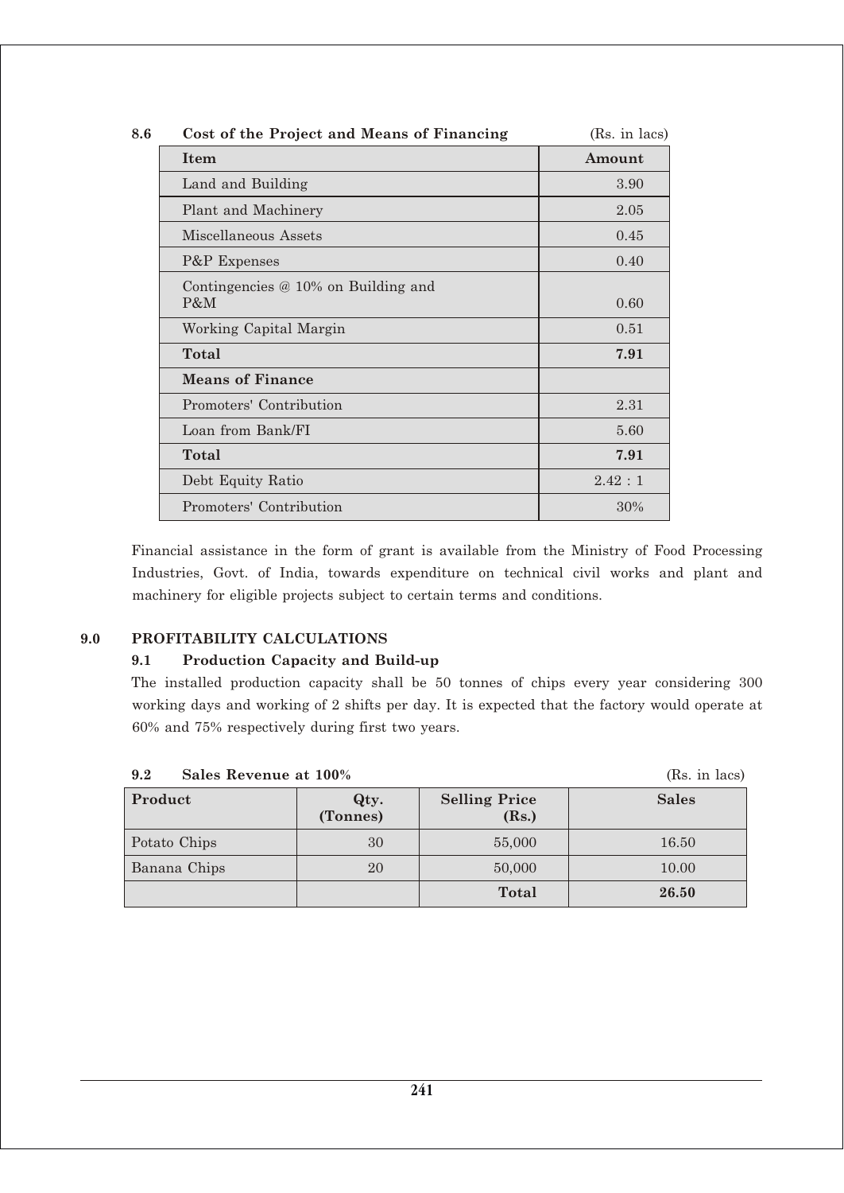### 8.6 Cost of the Project and Means of Financing

(Rs. in lacs)

| Item | Amount |
|---|---|
| Land and Building | 3.90 |
| Plant and Machinery | 2.05 |
| Miscellaneous Assets | 0.45 |
| P&P Expenses | 0.40 |
| Contingencies @ 10% on Building and P&M | 0.60 |
| Working Capital Margin | 0.51 |
| **Total** | **7.91** |
| **Means of Finance** | |
| Promoters' Contribution | 2.31 |
| Loan from Bank/FI | 5.60 |
| **Total** | **7.91** |
| Debt Equity Ratio | 2.42 : 1 |
| Promoters' Contribution | 30% |

Financial assistance in the form of grant is available from the Ministry of Food Processing Industries, Govt. of India, towards expenditure on technical civil works and plant and machinery for eligible projects subject to certain terms and conditions.

## 9.0 PROFITABILITY CALCULATIONS

### 9.1 Production Capacity and Build-up

The installed production capacity shall be 50 tonnes of chips every year considering 300 working days and working of 2 shifts per day. It is expected that the factory would operate at 60% and 75% respectively during first two years.

### 9.2 Sales Revenue at 100%

(Rs. in lacs)

| Product | Qty. (Tonnes) | Selling Price (Rs.) | Sales |
|---|---|---|---|
| Potato Chips | 30 | 55,000 | 16.50 |
| Banana Chips | 20 | 50,000 | 10.00 |
| | | **Total** | **26.50** |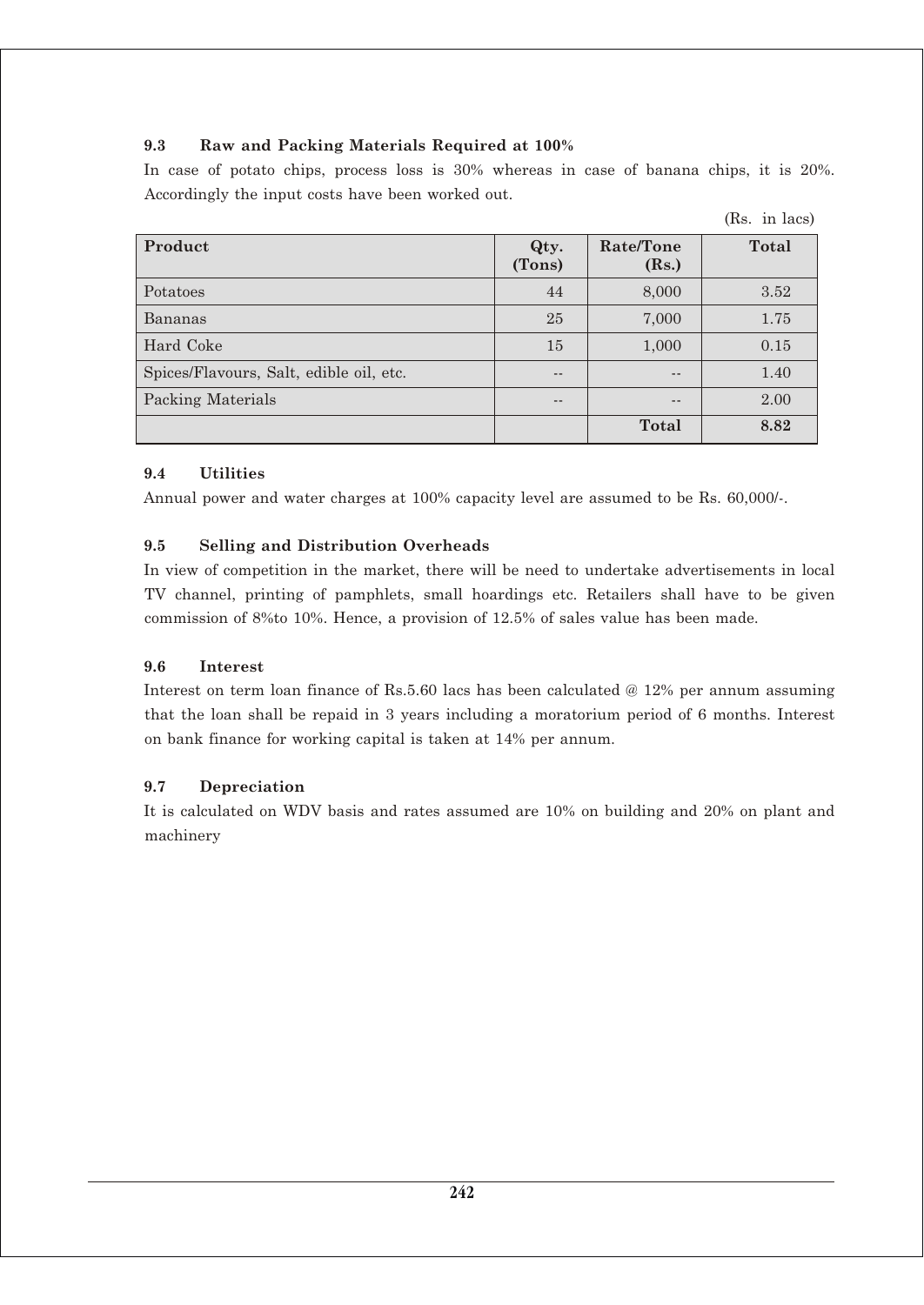### 9.3 Raw and Packing Materials Required at 100%

In case of potato chips, process loss is 30% whereas in case of banana chips, it is 20%. Accordingly the input costs have been worked out.

(Rs. in lacs)

| Product | Qty. (Tons) | Rate/Tone (Rs.) | Total |
|---|---|---|---|
| Potatoes | 44 | 8,000 | 3.52 |
| Bananas | 25 | 7,000 | 1.75 |
| Hard Coke | 15 | 1,000 | 0.15 |
| Spices/Flavours, Salt, edible oil, etc. | -- | -- | 1.40 |
| Packing Materials | -- | -- | 2.00 |
| | | **Total** | **8.82** |

### 9.4 Utilities

Annual power and water charges at 100% capacity level are assumed to be Rs. 60,000/-.

### 9.5 Selling and Distribution Overheads

In view of competition in the market, there will be need to undertake advertisements in local TV channel, printing of pamphlets, small hoardings etc. Retailers shall have to be given commission of 8%to 10%. Hence, a provision of 12.5% of sales value has been made.

### 9.6 Interest

Interest on term loan finance of Rs.5.60 lacs has been calculated @ 12% per annum assuming that the loan shall be repaid in 3 years including a moratorium period of 6 months. Interest on bank finance for working capital is taken at 14% per annum.

### 9.7 Depreciation

It is calculated on WDV basis and rates assumed are 10% on building and 20% on plant and machinery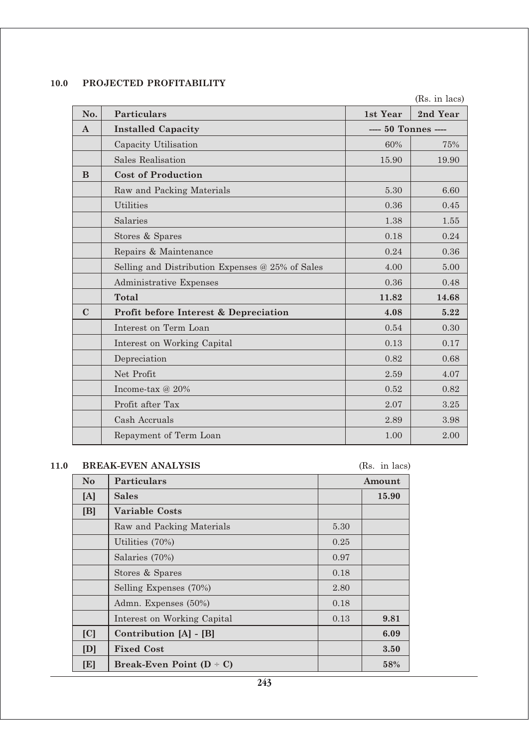## 10.0 PROJECTED PROFITABILITY

(Rs. in lacs)

| No. | Particulars | 1st Year | 2nd Year |
|---|---|---|---|
| A | **Installed Capacity** | ---- 50 Tonnes ---- | |
| | Capacity Utilisation | 60% | 75% |
| | Sales Realisation | 15.90 | 19.90 |
| B | **Cost of Production** | | |
| | Raw and Packing Materials | 5.30 | 6.60 |
| | Utilities | 0.36 | 0.45 |
| | Salaries | 1.38 | 1.55 |
| | Stores & Spares | 0.18 | 0.24 |
| | Repairs & Maintenance | 0.24 | 0.36 |
| | Selling and Distribution Expenses @ 25% of Sales | 4.00 | 5.00 |
| | Administrative Expenses | 0.36 | 0.48 |
| | **Total** | **11.82** | **14.68** |
| C | **Profit before Interest & Depreciation** | **4.08** | **5.22** |
| | Interest on Term Loan | 0.54 | 0.30 |
| | Interest on Working Capital | 0.13 | 0.17 |
| | Depreciation | 0.82 | 0.68 |
| | Net Profit | 2.59 | 4.07 |
| | Income-tax @ 20% | 0.52 | 0.82 |
| | Profit after Tax | 2.07 | 3.25 |
| | Cash Accruals | 2.89 | 3.98 |
| | Repayment of Term Loan | 1.00 | 2.00 |

## 11.0 BREAK-EVEN ANALYSIS

(Rs. in lacs)

| No | Particulars | Amount | |
|---|---|---|---|
| [A] | **Sales** | | **15.90** |
| [B] | **Variable Costs** | | |
| | Raw and Packing Materials | 5.30 | |
| | Utilities (70%) | 0.25 | |
| | Salaries (70%) | 0.97 | |
| | Stores & Spares | 0.18 | |
| | Selling Expenses (70%) | 2.80 | |
| | Admn. Expenses (50%) | 0.18 | |
| | Interest on Working Capital | 0.13 | **9.81** |
| [C] | **Contribution [A] - [B]** | | **6.09** |
| [D] | **Fixed Cost** | | **3.50** |
| [E] | **Break-Even Point (D ÷ C)** | | **58%** |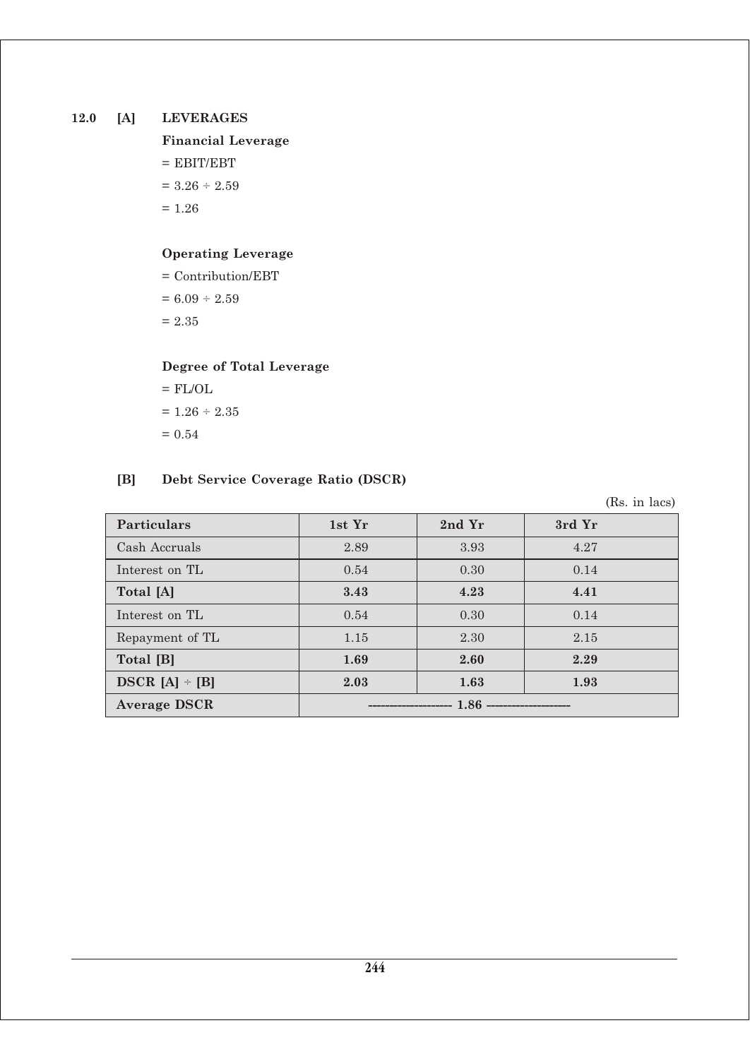## 12.0 [A] LEVERAGES

**Financial Leverage**

= EBIT/EBT

= 3.26 ÷ 2.59

= 1.26

**Operating Leverage**

= Contribution/EBT

= 6.09 ÷ 2.59

= 2.35

**Degree of Total Leverage**

= FL/OL

= 1.26 ÷ 2.35

= 0.54

### [B] Debt Service Coverage Ratio (DSCR)

(Rs. in lacs)

| Particulars | 1st Yr | 2nd Yr | 3rd Yr |
|---|---|---|---|
| Cash Accruals | 2.89 | 3.93 | 4.27 |
| Interest on TL | 0.54 | 0.30 | 0.14 |
| **Total [A]** | **3.43** | **4.23** | **4.41** |
| Interest on TL | 0.54 | 0.30 | 0.14 |
| Repayment of TL | 1.15 | 2.30 | 2.15 |
| **Total [B]** | **1.69** | **2.60** | **2.29** |
| **DSCR [A] ÷ [B]** | **2.03** | **1.63** | **1.93** |
| **Average DSCR** | -------------------- 1.86 -------------------- | | |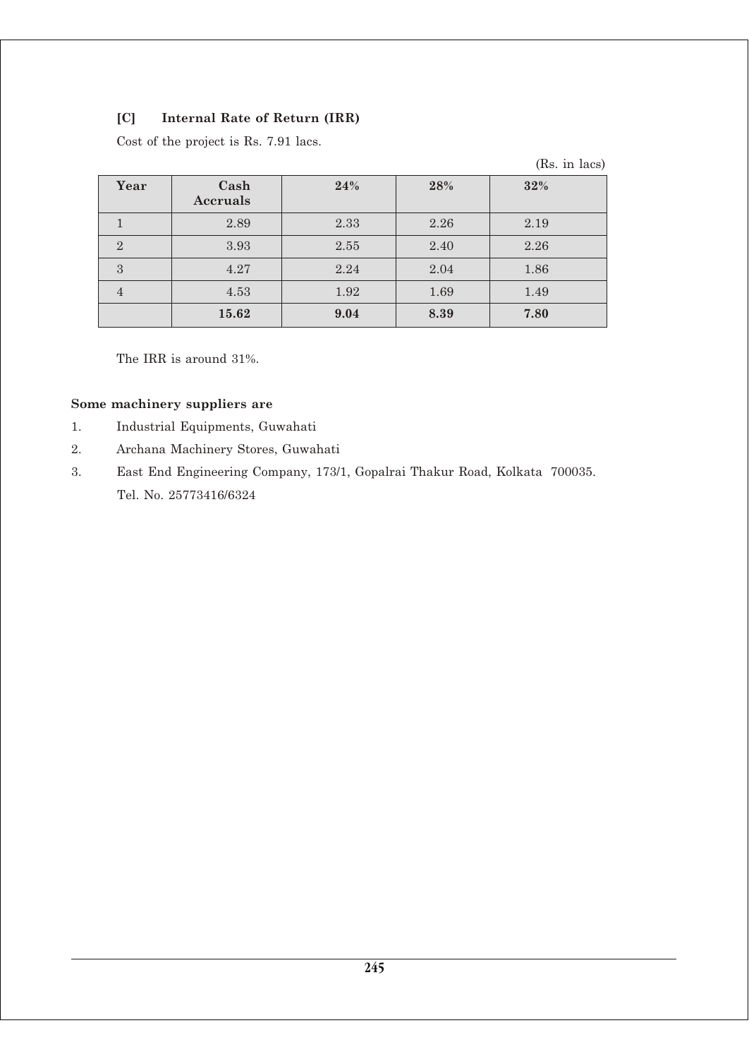### [C] Internal Rate of Return (IRR)

Cost of the project is Rs. 7.91 lacs.

(Rs. in lacs)

| Year | Cash Accruals | 24% | 28% | 32% |
|---|---|---|---|---|
| 1 | 2.89 | 2.33 | 2.26 | 2.19 |
| 2 | 3.93 | 2.55 | 2.40 | 2.26 |
| 3 | 4.27 | 2.24 | 2.04 | 1.86 |
| 4 | 4.53 | 1.92 | 1.69 | 1.49 |
| | **15.62** | **9.04** | **8.39** | **7.80** |

The IRR is around 31%.

**Some machinery suppliers are**

1. Industrial Equipments, Guwahati
2. Archana Machinery Stores, Guwahati
3. East End Engineering Company, 173/1, Gopalrai Thakur Road, Kolkata 700035.
   Tel. No. 25773416/6324